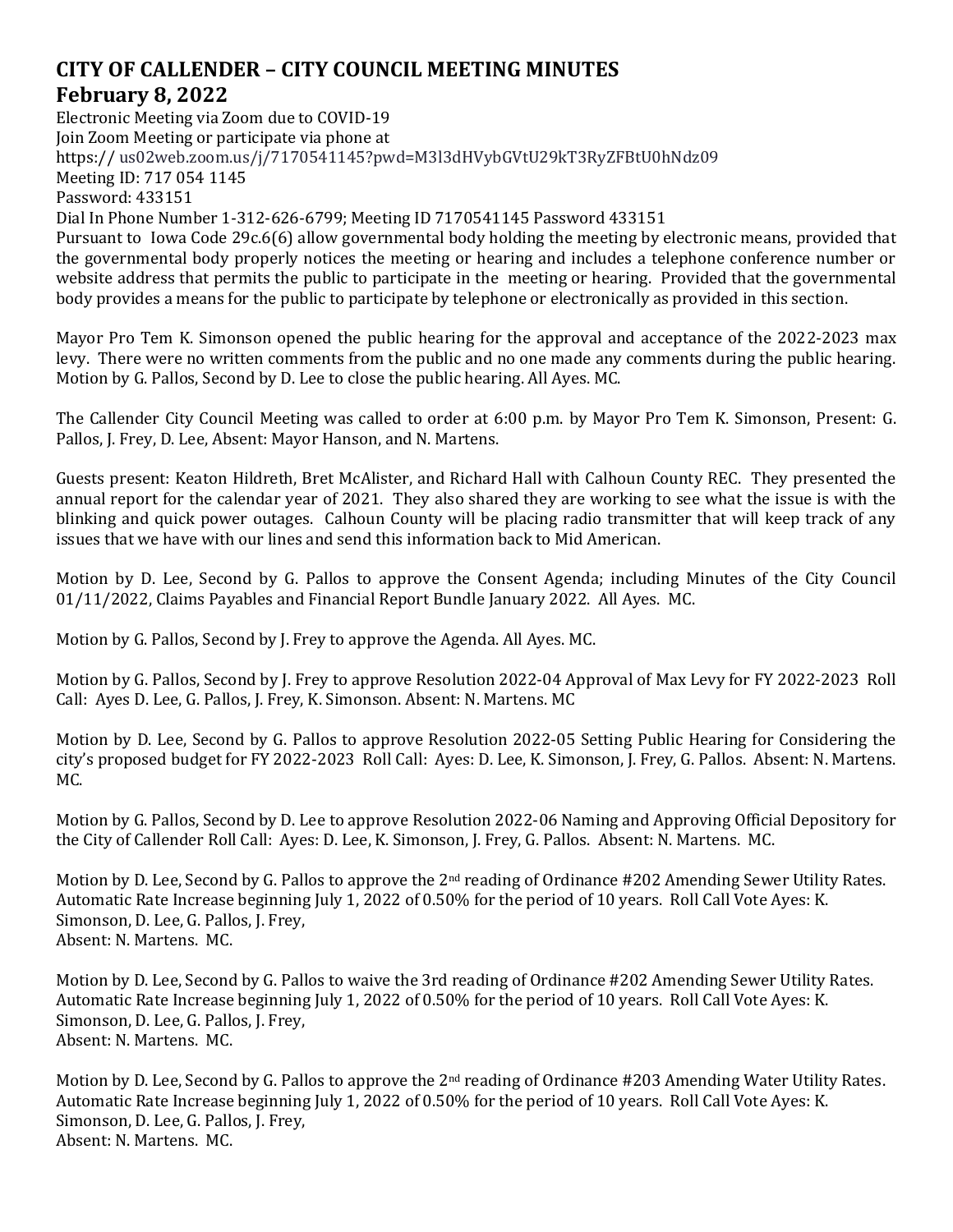# CITY OF CALLENDER – CITY COUNCIL MEETING MINUTES

## February 8, 2022

Electronic Meeting via Zoom due to COVID-19
Join Zoom Meeting or participate via phone at
https:// us02web.zoom.us/j/7170541145?pwd=M3l3dHVybGVtU29kT3RyZFBtU0hNdz09
Meeting ID: 717 054 1145
Password: 433151
Dial In Phone Number 1-312-626-6799; Meeting ID 7170541145 Password 433151
Pursuant to Iowa Code 29c.6(6) allow governmental body holding the meeting by electronic means, provided that the governmental body properly notices the meeting or hearing and includes a telephone conference number or website address that permits the public to participate in the meeting or hearing. Provided that the governmental body provides a means for the public to participate by telephone or electronically as provided in this section.

Mayor Pro Tem K. Simonson opened the public hearing for the approval and acceptance of the 2022-2023 max levy. There were no written comments from the public and no one made any comments during the public hearing. Motion by G. Pallos, Second by D. Lee to close the public hearing. All Ayes. MC.

The Callender City Council Meeting was called to order at 6:00 p.m. by Mayor Pro Tem K. Simonson, Present: G. Pallos, J. Frey, D. Lee, Absent: Mayor Hanson, and N. Martens.

Guests present: Keaton Hildreth, Bret McAlister, and Richard Hall with Calhoun County REC. They presented the annual report for the calendar year of 2021. They also shared they are working to see what the issue is with the blinking and quick power outages. Calhoun County will be placing radio transmitter that will keep track of any issues that we have with our lines and send this information back to Mid American.

Motion by D. Lee, Second by G. Pallos to approve the Consent Agenda; including Minutes of the City Council 01/11/2022, Claims Payables and Financial Report Bundle January 2022. All Ayes. MC.

Motion by G. Pallos, Second by J. Frey to approve the Agenda. All Ayes. MC.

Motion by G. Pallos, Second by J. Frey to approve Resolution 2022-04 Approval of Max Levy for FY 2022-2023 Roll Call: Ayes D. Lee, G. Pallos, J. Frey, K. Simonson. Absent: N. Martens. MC

Motion by D. Lee, Second by G. Pallos to approve Resolution 2022-05 Setting Public Hearing for Considering the city's proposed budget for FY 2022-2023 Roll Call: Ayes: D. Lee, K. Simonson, J. Frey, G. Pallos. Absent: N. Martens. MC.

Motion by G. Pallos, Second by D. Lee to approve Resolution 2022-06 Naming and Approving Official Depository for the City of Callender Roll Call: Ayes: D. Lee, K. Simonson, J. Frey, G. Pallos. Absent: N. Martens. MC.

Motion by D. Lee, Second by G. Pallos to approve the 2nd reading of Ordinance #202 Amending Sewer Utility Rates. Automatic Rate Increase beginning July 1, 2022 of 0.50% for the period of 10 years. Roll Call Vote Ayes: K. Simonson, D. Lee, G. Pallos, J. Frey,
Absent: N. Martens. MC.

Motion by D. Lee, Second by G. Pallos to waive the 3rd reading of Ordinance #202 Amending Sewer Utility Rates. Automatic Rate Increase beginning July 1, 2022 of 0.50% for the period of 10 years. Roll Call Vote Ayes: K. Simonson, D. Lee, G. Pallos, J. Frey,
Absent: N. Martens. MC.

Motion by D. Lee, Second by G. Pallos to approve the 2nd reading of Ordinance #203 Amending Water Utility Rates. Automatic Rate Increase beginning July 1, 2022 of 0.50% for the period of 10 years. Roll Call Vote Ayes: K. Simonson, D. Lee, G. Pallos, J. Frey,
Absent: N. Martens. MC.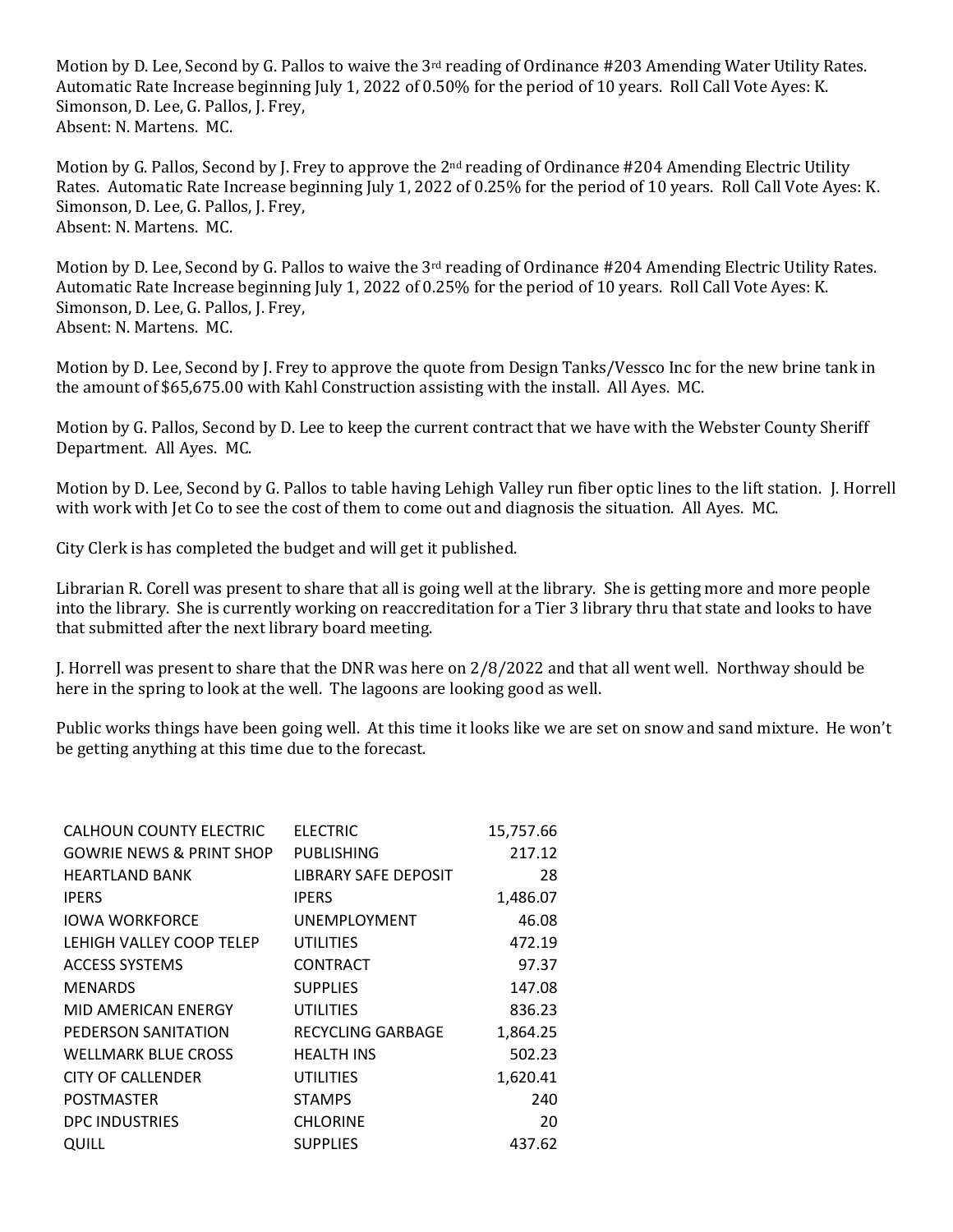Motion by D. Lee, Second by G. Pallos to waive the 3rd reading of Ordinance #203 Amending Water Utility Rates. Automatic Rate Increase beginning July 1, 2022 of 0.50% for the period of 10 years. Roll Call Vote Ayes: K. Simonson, D. Lee, G. Pallos, J. Frey,
Absent: N. Martens. MC.

Motion by G. Pallos, Second by J. Frey to approve the 2nd reading of Ordinance #204 Amending Electric Utility Rates. Automatic Rate Increase beginning July 1, 2022 of 0.25% for the period of 10 years. Roll Call Vote Ayes: K. Simonson, D. Lee, G. Pallos, J. Frey,
Absent: N. Martens. MC.

Motion by D. Lee, Second by G. Pallos to waive the 3rd reading of Ordinance #204 Amending Electric Utility Rates. Automatic Rate Increase beginning July 1, 2022 of 0.25% for the period of 10 years. Roll Call Vote Ayes: K. Simonson, D. Lee, G. Pallos, J. Frey,
Absent: N. Martens. MC.

Motion by D. Lee, Second by J. Frey to approve the quote from Design Tanks/Vessco Inc for the new brine tank in the amount of $65,675.00 with Kahl Construction assisting with the install. All Ayes. MC.

Motion by G. Pallos, Second by D. Lee to keep the current contract that we have with the Webster County Sheriff Department. All Ayes. MC.

Motion by D. Lee, Second by G. Pallos to table having Lehigh Valley run fiber optic lines to the lift station. J. Horrell with work with Jet Co to see the cost of them to come out and diagnosis the situation. All Ayes. MC.

City Clerk is has completed the budget and will get it published.

Librarian R. Corell was present to share that all is going well at the library. She is getting more and more people into the library. She is currently working on reaccreditation for a Tier 3 library thru that state and looks to have that submitted after the next library board meeting.

J. Horrell was present to share that the DNR was here on 2/8/2022 and that all went well. Northway should be here in the spring to look at the well. The lagoons are looking good as well.

Public works things have been going well. At this time it looks like we are set on snow and sand mixture. He won't be getting anything at this time due to the forecast.

| | | |
|---|---|---|
| CALHOUN COUNTY ELECTRIC | ELECTRIC | 15,757.66 |
| GOWRIE NEWS & PRINT SHOP | PUBLISHING | 217.12 |
| HEARTLAND BANK | LIBRARY SAFE DEPOSIT | 28 |
| IPERS | IPERS | 1,486.07 |
| IOWA WORKFORCE | UNEMPLOYMENT | 46.08 |
| LEHIGH VALLEY COOP TELEP | UTILITIES | 472.19 |
| ACCESS SYSTEMS | CONTRACT | 97.37 |
| MENARDS | SUPPLIES | 147.08 |
| MID AMERICAN ENERGY | UTILITIES | 836.23 |
| PEDERSON SANITATION | RECYCLING GARBAGE | 1,864.25 |
| WELLMARK BLUE CROSS | HEALTH INS | 502.23 |
| CITY OF CALLENDER | UTILITIES | 1,620.41 |
| POSTMASTER | STAMPS | 240 |
| DPC INDUSTRIES | CHLORINE | 20 |
| QUILL | SUPPLIES | 437.62 |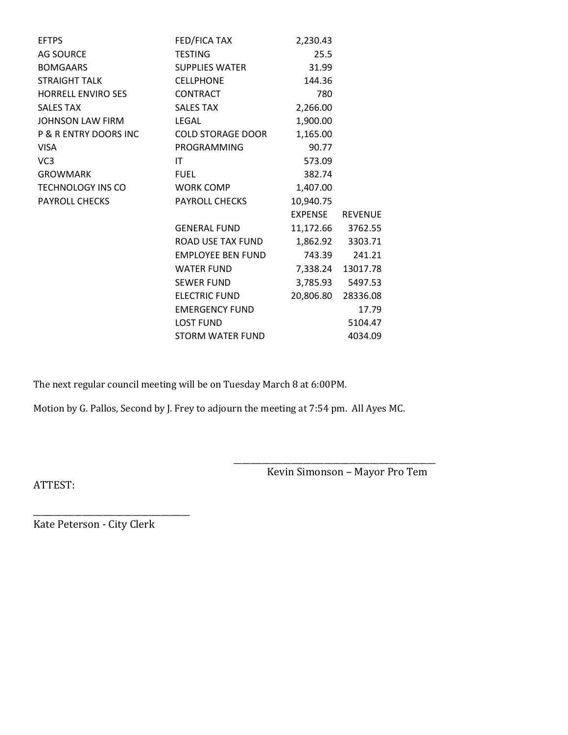| | | | |
|---|---|---|---|
| EFTPS | FED/FICA TAX | 2,230.43 | |
| AG SOURCE | TESTING | 25.5 | |
| BOMGAARS | SUPPLIES WATER | 31.99 | |
| STRAIGHT TALK | CELLPHONE | 144.36 | |
| HORRELL ENVIRO SES | CONTRACT | 780 | |
| SALES TAX | SALES TAX | 2,266.00 | |
| JOHNSON LAW FIRM | LEGAL | 1,900.00 | |
| P & R ENTRY DOORS INC | COLD STORAGE DOOR | 1,165.00 | |
| VISA | PROGRAMMING | 90.77 | |
| VC3 | IT | 573.09 | |
| GROWMARK | FUEL | 382.74 | |
| TECHNOLOGY INS CO | WORK COMP | 1,407.00 | |
| PAYROLL CHECKS | PAYROLL CHECKS | 10,940.75 | |
| | | EXPENSE | REVENUE |
| | GENERAL FUND | 11,172.66 | 3762.55 |
| | ROAD USE TAX FUND | 1,862.92 | 3303.71 |
| | EMPLOYEE BEN FUND | 743.39 | 241.21 |
| | WATER FUND | 7,338.24 | 13017.78 |
| | SEWER FUND | 3,785.93 | 5497.53 |
| | ELECTRIC FUND | 20,806.80 | 28336.08 |
| | EMERGENCY FUND | | 17.79 |
| | LOST FUND | | 5104.47 |
| | STORM WATER FUND | | 4034.09 |

The next regular council meeting will be on Tuesday March 8 at 6:00PM.

Motion by G. Pallos, Second by J. Frey to adjourn the meeting at 7:54 pm. All Ayes MC.

\_\_\_\_\_\_\_\_\_\_\_\_\_\_\_\_\_\_\_\_\_\_\_\_\_\_\_\_\_\_\_\_\_\_\_\_\_\_\_\_\_\_\_\_

Kevin Simonson – Mayor Pro Tem

ATTEST:

\_\_\_\_\_\_\_\_\_\_\_\_\_\_\_\_\_\_\_\_\_\_\_\_\_\_\_\_\_\_\_\_\_\_\_\_

Kate Peterson - City Clerk